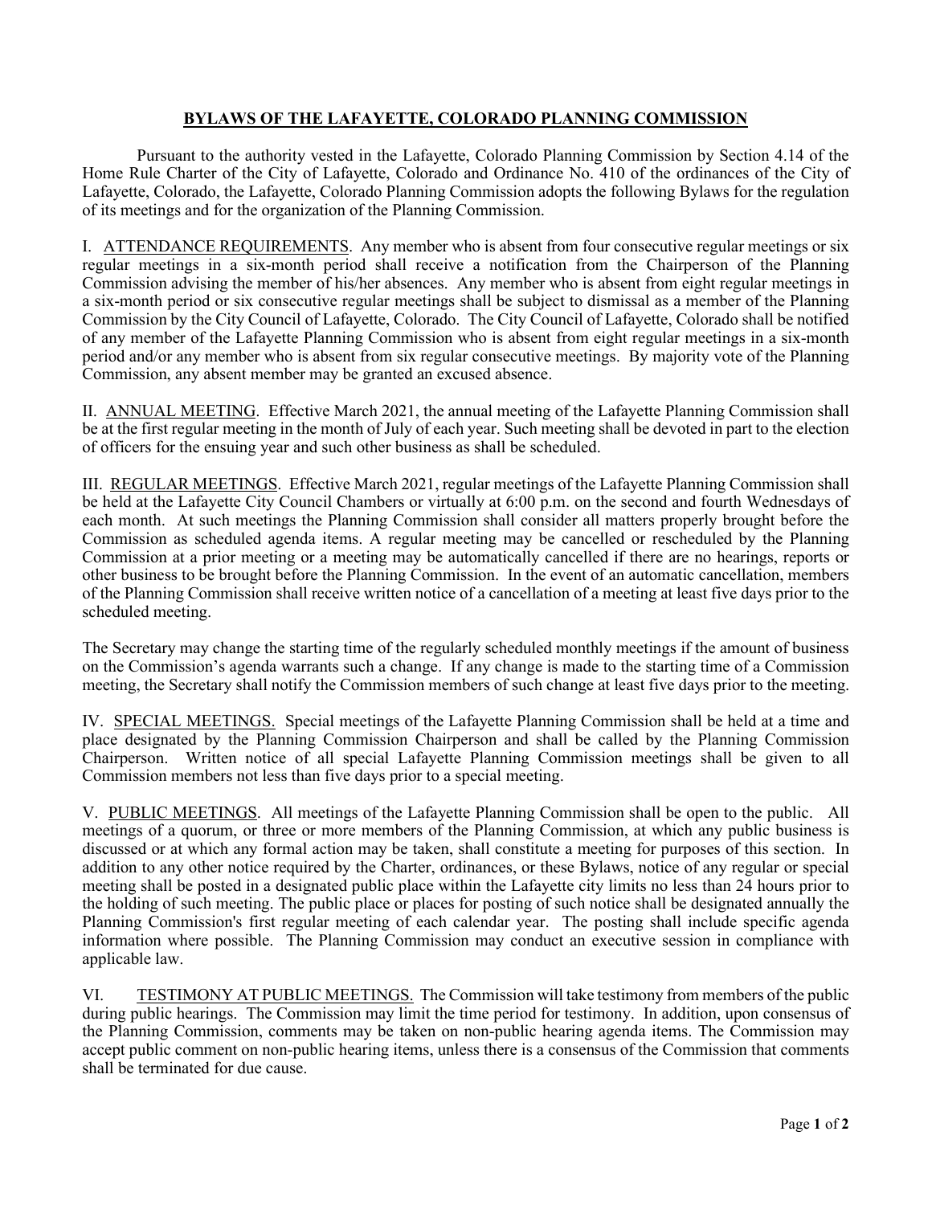# BYLAWS OF THE LAFAYETTE, COLORADO PLANNING COMMISSION

Pursuant to the authority vested in the Lafayette, Colorado Planning Commission by Section 4.14 of the Home Rule Charter of the City of Lafayette, Colorado and Ordinance No. 410 of the ordinances of the City of Lafayette, Colorado, the Lafayette, Colorado Planning Commission adopts the following Bylaws for the regulation of its meetings and for the organization of the Planning Commission.

I. ATTENDANCE REQUIREMENTS. Any member who is absent from four consecutive regular meetings or six regular meetings in a six-month period shall receive a notification from the Chairperson of the Planning Commission advising the member of his/her absences. Any member who is absent from eight regular meetings in a six-month period or six consecutive regular meetings shall be subject to dismissal as a member of the Planning Commission by the City Council of Lafayette, Colorado. The City Council of Lafayette, Colorado shall be notified of any member of the Lafayette Planning Commission who is absent from eight regular meetings in a six-month period and/or any member who is absent from six regular consecutive meetings. By majority vote of the Planning Commission, any absent member may be granted an excused absence.

II. ANNUAL MEETING. Effective March 2021, the annual meeting of the Lafayette Planning Commission shall be at the first regular meeting in the month of July of each year. Such meeting shall be devoted in part to the election of officers for the ensuing year and such other business as shall be scheduled.

III. REGULAR MEETINGS. Effective March 2021, regular meetings of the Lafayette Planning Commission shall be held at the Lafayette City Council Chambers or virtually at 6:00 p.m. on the second and fourth Wednesdays of each month. At such meetings the Planning Commission shall consider all matters properly brought before the Commission as scheduled agenda items. A regular meeting may be cancelled or rescheduled by the Planning Commission at a prior meeting or a meeting may be automatically cancelled if there are no hearings, reports or other business to be brought before the Planning Commission. In the event of an automatic cancellation, members of the Planning Commission shall receive written notice of a cancellation of a meeting at least five days prior to the scheduled meeting.

The Secretary may change the starting time of the regularly scheduled monthly meetings if the amount of business on the Commission's agenda warrants such a change. If any change is made to the starting time of a Commission meeting, the Secretary shall notify the Commission members of such change at least five days prior to the meeting.

IV. SPECIAL MEETINGS. Special meetings of the Lafayette Planning Commission shall be held at a time and place designated by the Planning Commission Chairperson and shall be called by the Planning Commission Chairperson. Written notice of all special Lafayette Planning Commission meetings shall be given to all Commission members not less than five days prior to a special meeting.

V. PUBLIC MEETINGS. All meetings of the Lafayette Planning Commission shall be open to the public. All meetings of a quorum, or three or more members of the Planning Commission, at which any public business is discussed or at which any formal action may be taken, shall constitute a meeting for purposes of this section. In addition to any other notice required by the Charter, ordinances, or these Bylaws, notice of any regular or special meeting shall be posted in a designated public place within the Lafayette city limits no less than 24 hours prior to the holding of such meeting. The public place or places for posting of such notice shall be designated annually the Planning Commission's first regular meeting of each calendar year. The posting shall include specific agenda information where possible. The Planning Commission may conduct an executive session in compliance with applicable law.

VI. TESTIMONY AT PUBLIC MEETINGS. The Commission will take testimony from members of the public during public hearings. The Commission may limit the time period for testimony. In addition, upon consensus of the Planning Commission, comments may be taken on non-public hearing agenda items. The Commission may accept public comment on non-public hearing items, unless there is a consensus of the Commission that comments shall be terminated for due cause.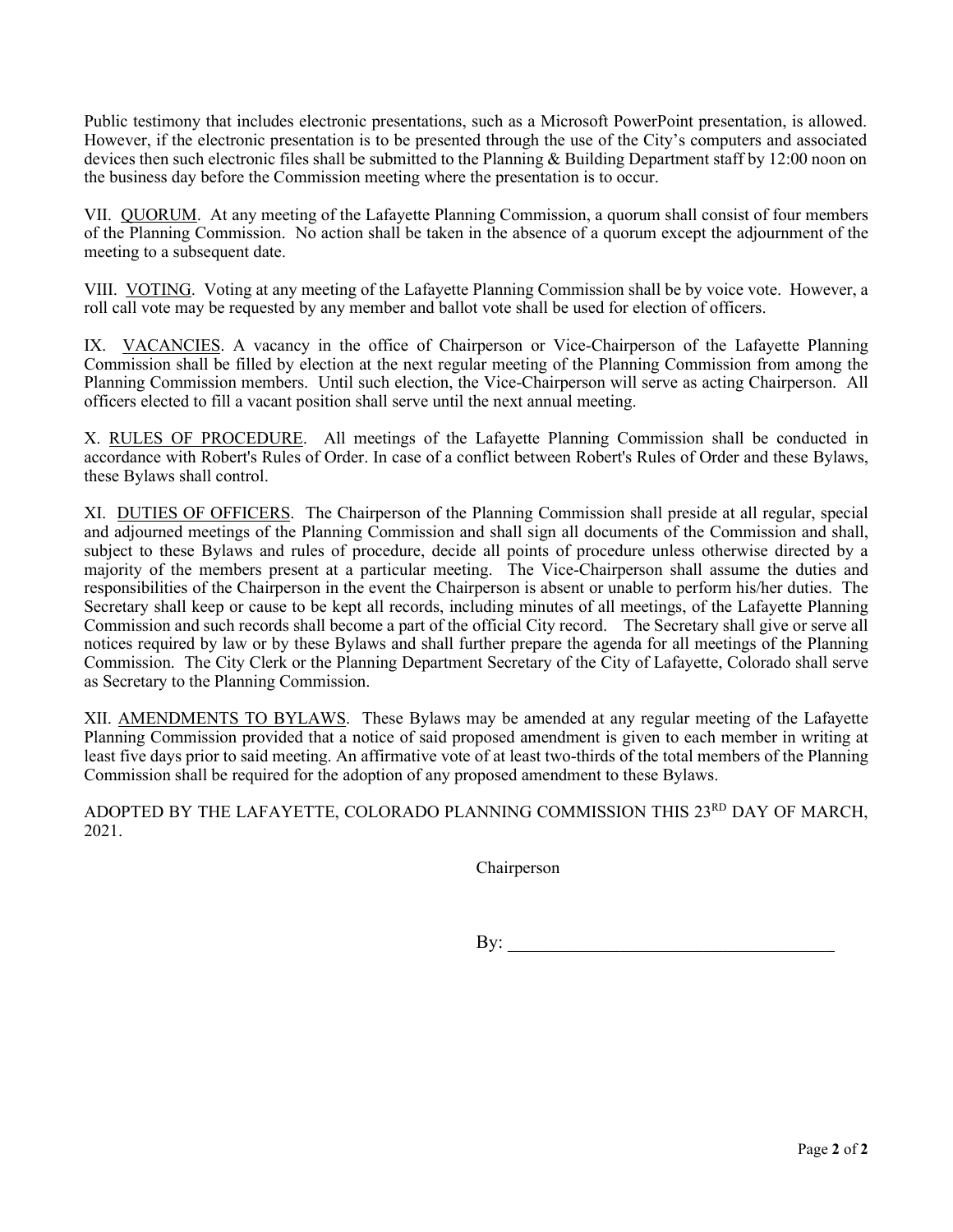Public testimony that includes electronic presentations, such as a Microsoft PowerPoint presentation, is allowed. However, if the electronic presentation is to be presented through the use of the City's computers and associated devices then such electronic files shall be submitted to the Planning & Building Department staff by 12:00 noon on the business day before the Commission meeting where the presentation is to occur.

VII. QUORUM. At any meeting of the Lafayette Planning Commission, a quorum shall consist of four members of the Planning Commission. No action shall be taken in the absence of a quorum except the adjournment of the meeting to a subsequent date.

VIII. VOTING. Voting at any meeting of the Lafayette Planning Commission shall be by voice vote. However, a roll call vote may be requested by any member and ballot vote shall be used for election of officers.

IX. VACANCIES. A vacancy in the office of Chairperson or Vice-Chairperson of the Lafayette Planning Commission shall be filled by election at the next regular meeting of the Planning Commission from among the Planning Commission members. Until such election, the Vice-Chairperson will serve as acting Chairperson. All officers elected to fill a vacant position shall serve until the next annual meeting.

X. RULES OF PROCEDURE. All meetings of the Lafayette Planning Commission shall be conducted in accordance with Robert's Rules of Order. In case of a conflict between Robert's Rules of Order and these Bylaws, these Bylaws shall control.

XI. DUTIES OF OFFICERS. The Chairperson of the Planning Commission shall preside at all regular, special and adjourned meetings of the Planning Commission and shall sign all documents of the Commission and shall, subject to these Bylaws and rules of procedure, decide all points of procedure unless otherwise directed by a majority of the members present at a particular meeting. The Vice-Chairperson shall assume the duties and responsibilities of the Chairperson in the event the Chairperson is absent or unable to perform his/her duties. The Secretary shall keep or cause to be kept all records, including minutes of all meetings, of the Lafayette Planning Commission and such records shall become a part of the official City record. The Secretary shall give or serve all notices required by law or by these Bylaws and shall further prepare the agenda for all meetings of the Planning Commission. The City Clerk or the Planning Department Secretary of the City of Lafayette, Colorado shall serve as Secretary to the Planning Commission.

XII. AMENDMENTS TO BYLAWS. These Bylaws may be amended at any regular meeting of the Lafayette Planning Commission provided that a notice of said proposed amendment is given to each member in writing at least five days prior to said meeting. An affirmative vote of at least two-thirds of the total members of the Planning Commission shall be required for the adoption of any proposed amendment to these Bylaws.

ADOPTED BY THE LAFAYETTE, COLORADO PLANNING COMMISSION THIS 23RD DAY OF MARCH, 2021.

Chairperson

By: ___________________________________